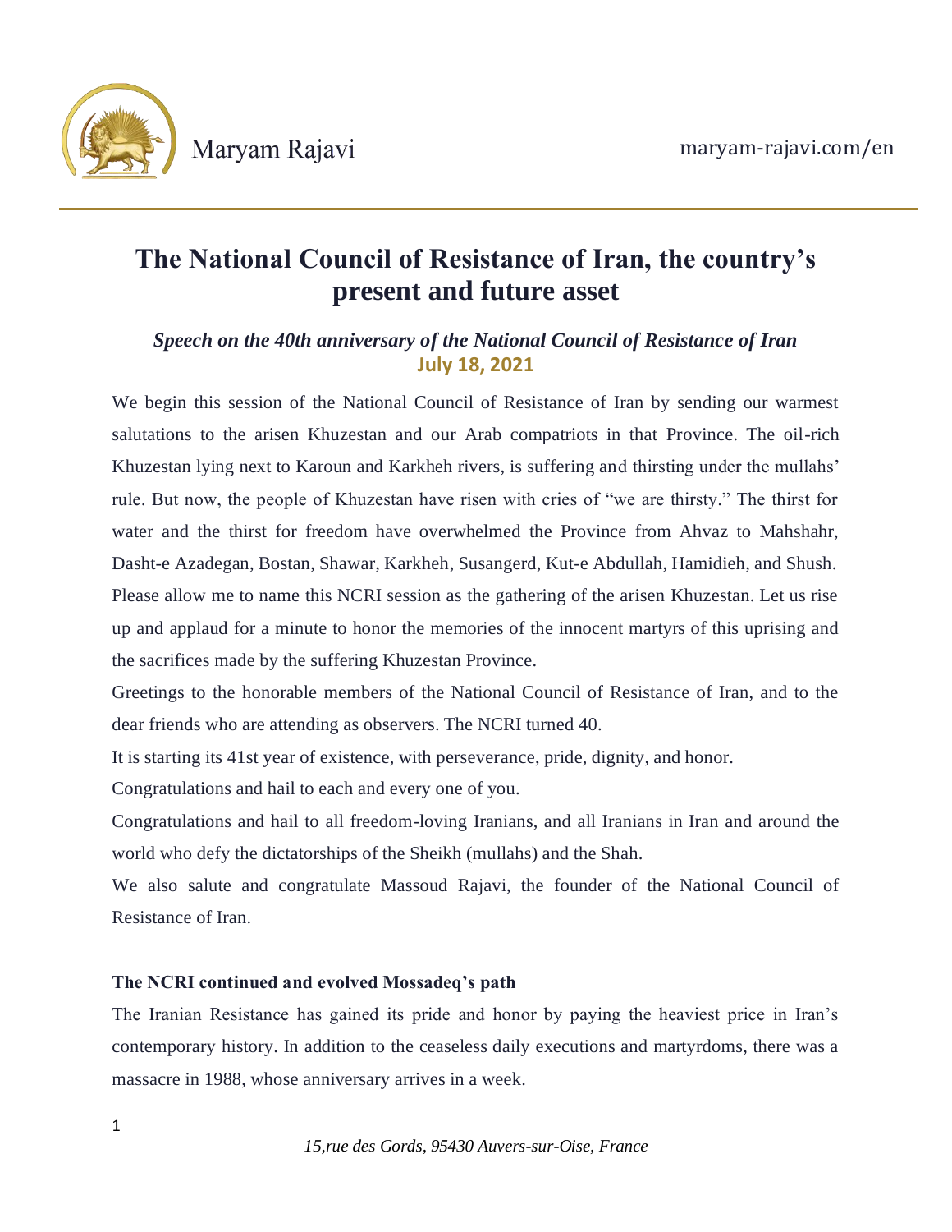# The National Council of Resistance of Iran, the country's present and future asset

***Speech on the 40th anniversary of the National Council of Resistance of Iran***
**July 18, 2021**

We begin this session of the National Council of Resistance of Iran by sending our warmest salutations to the arisen Khuzestan and our Arab compatriots in that Province. The oil-rich Khuzestan lying next to Karoun and Karkheh rivers, is suffering and thirsting under the mullahs' rule. But now, the people of Khuzestan have risen with cries of "we are thirsty." The thirst for water and the thirst for freedom have overwhelmed the Province from Ahvaz to Mahshahr, Dasht-e Azadegan, Bostan, Shawar, Karkheh, Susangerd, Kut-e Abdullah, Hamidieh, and Shush. Please allow me to name this NCRI session as the gathering of the arisen Khuzestan. Let us rise up and applaud for a minute to honor the memories of the innocent martyrs of this uprising and the sacrifices made by the suffering Khuzestan Province.

Greetings to the honorable members of the National Council of Resistance of Iran, and to the dear friends who are attending as observers. The NCRI turned 40.

It is starting its 41st year of existence, with perseverance, pride, dignity, and honor.

Congratulations and hail to each and every one of you.

Congratulations and hail to all freedom-loving Iranians, and all Iranians in Iran and around the world who defy the dictatorships of the Sheikh (mullahs) and the Shah.

We also salute and congratulate Massoud Rajavi, the founder of the National Council of Resistance of Iran.

### The NCRI continued and evolved Mossadeq's path

The Iranian Resistance has gained its pride and honor by paying the heaviest price in Iran's contemporary history. In addition to the ceaseless daily executions and martyrdoms, there was a massacre in 1988, whose anniversary arrives in a week.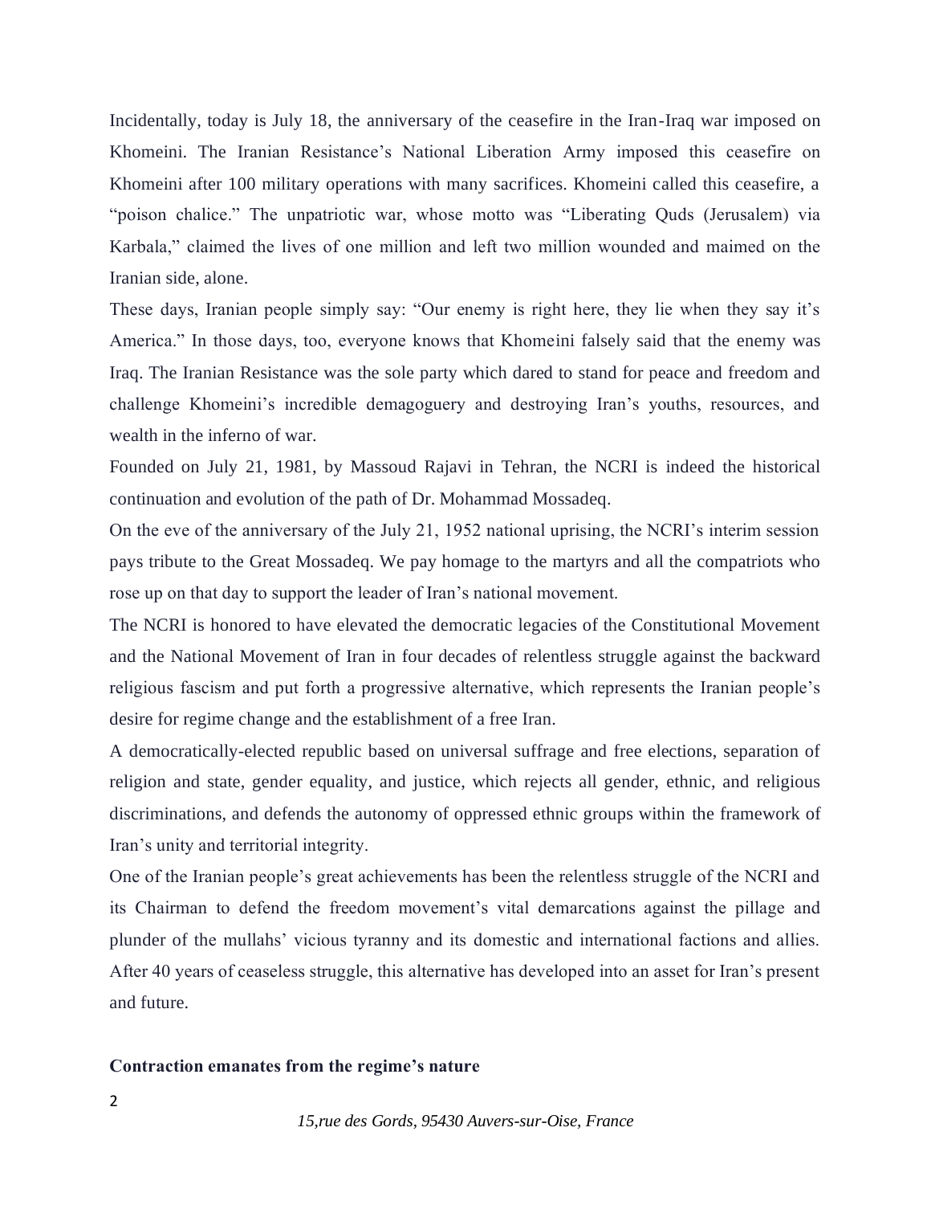Incidentally, today is July 18, the anniversary of the ceasefire in the Iran-Iraq war imposed on Khomeini. The Iranian Resistance's National Liberation Army imposed this ceasefire on Khomeini after 100 military operations with many sacrifices. Khomeini called this ceasefire, a "poison chalice." The unpatriotic war, whose motto was "Liberating Quds (Jerusalem) via Karbala," claimed the lives of one million and left two million wounded and maimed on the Iranian side, alone.

These days, Iranian people simply say: "Our enemy is right here, they lie when they say it's America." In those days, too, everyone knows that Khomeini falsely said that the enemy was Iraq. The Iranian Resistance was the sole party which dared to stand for peace and freedom and challenge Khomeini's incredible demagoguery and destroying Iran's youths, resources, and wealth in the inferno of war.

Founded on July 21, 1981, by Massoud Rajavi in Tehran, the NCRI is indeed the historical continuation and evolution of the path of Dr. Mohammad Mossadeq.

On the eve of the anniversary of the July 21, 1952 national uprising, the NCRI's interim session pays tribute to the Great Mossadeq. We pay homage to the martyrs and all the compatriots who rose up on that day to support the leader of Iran's national movement.

The NCRI is honored to have elevated the democratic legacies of the Constitutional Movement and the National Movement of Iran in four decades of relentless struggle against the backward religious fascism and put forth a progressive alternative, which represents the Iranian people's desire for regime change and the establishment of a free Iran.

A democratically-elected republic based on universal suffrage and free elections, separation of religion and state, gender equality, and justice, which rejects all gender, ethnic, and religious discriminations, and defends the autonomy of oppressed ethnic groups within the framework of Iran's unity and territorial integrity.

One of the Iranian people's great achievements has been the relentless struggle of the NCRI and its Chairman to defend the freedom movement's vital demarcations against the pillage and plunder of the mullahs' vicious tyranny and its domestic and international factions and allies. After 40 years of ceaseless struggle, this alternative has developed into an asset for Iran's present and future.

**Contraction emanates from the regime's nature**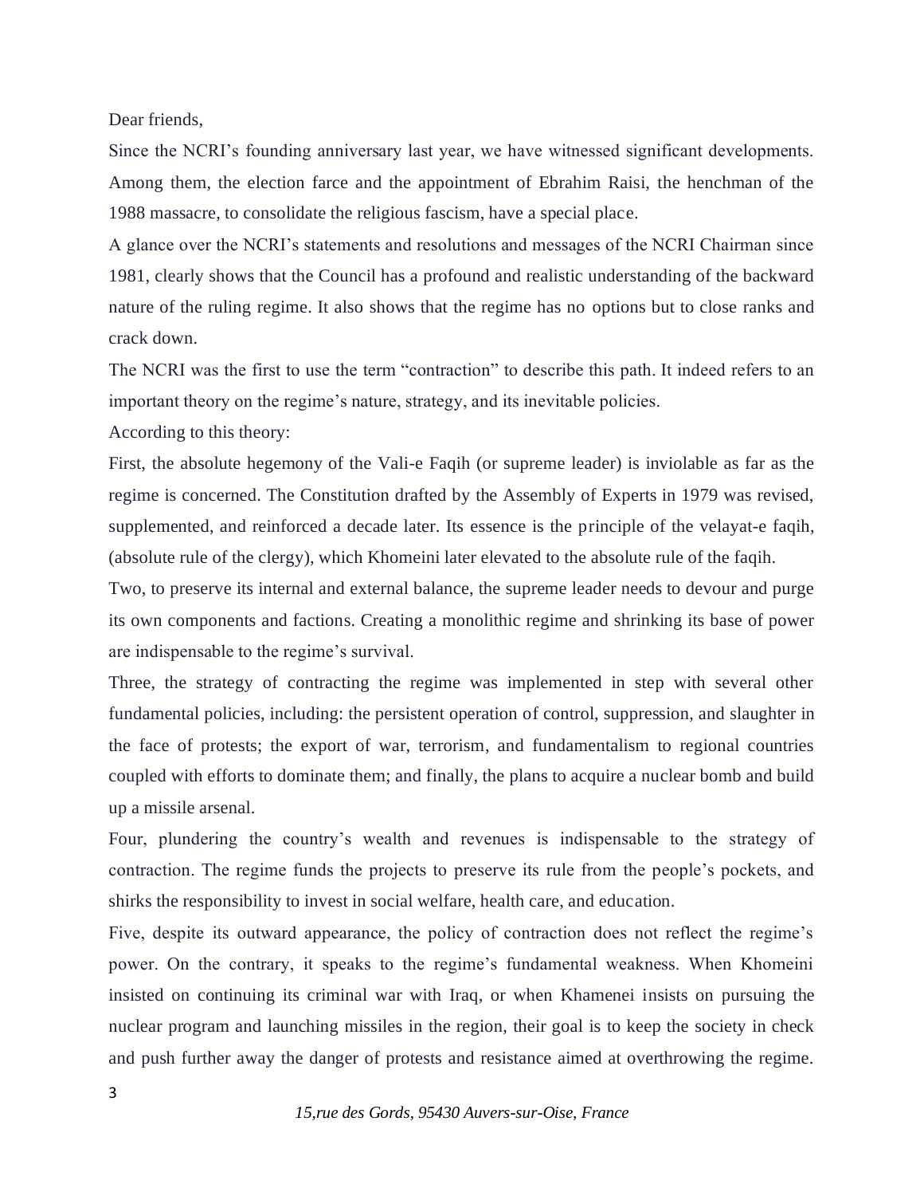Dear friends,

Since the NCRI's founding anniversary last year, we have witnessed significant developments. Among them, the election farce and the appointment of Ebrahim Raisi, the henchman of the 1988 massacre, to consolidate the religious fascism, have a special place.

A glance over the NCRI's statements and resolutions and messages of the NCRI Chairman since 1981, clearly shows that the Council has a profound and realistic understanding of the backward nature of the ruling regime. It also shows that the regime has no options but to close ranks and crack down.

The NCRI was the first to use the term "contraction" to describe this path. It indeed refers to an important theory on the regime's nature, strategy, and its inevitable policies.

According to this theory:

First, the absolute hegemony of the Vali-e Faqih (or supreme leader) is inviolable as far as the regime is concerned. The Constitution drafted by the Assembly of Experts in 1979 was revised, supplemented, and reinforced a decade later. Its essence is the principle of the velayat-e faqih, (absolute rule of the clergy), which Khomeini later elevated to the absolute rule of the faqih.

Two, to preserve its internal and external balance, the supreme leader needs to devour and purge its own components and factions. Creating a monolithic regime and shrinking its base of power are indispensable to the regime's survival.

Three, the strategy of contracting the regime was implemented in step with several other fundamental policies, including: the persistent operation of control, suppression, and slaughter in the face of protests; the export of war, terrorism, and fundamentalism to regional countries coupled with efforts to dominate them; and finally, the plans to acquire a nuclear bomb and build up a missile arsenal.

Four, plundering the country's wealth and revenues is indispensable to the strategy of contraction. The regime funds the projects to preserve its rule from the people's pockets, and shirks the responsibility to invest in social welfare, health care, and education.

Five, despite its outward appearance, the policy of contraction does not reflect the regime's power. On the contrary, it speaks to the regime's fundamental weakness. When Khomeini insisted on continuing its criminal war with Iraq, or when Khamenei insists on pursuing the nuclear program and launching missiles in the region, their goal is to keep the society in check and push further away the danger of protests and resistance aimed at overthrowing the regime.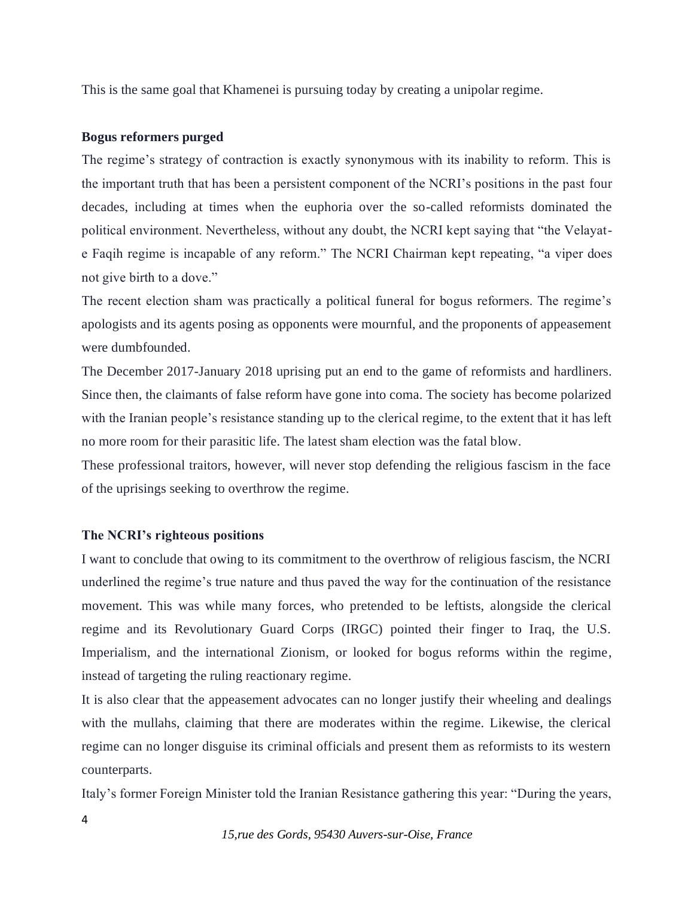This is the same goal that Khamenei is pursuing today by creating a unipolar regime.

**Bogus reformers purged**

The regime's strategy of contraction is exactly synonymous with its inability to reform. This is the important truth that has been a persistent component of the NCRI's positions in the past four decades, including at times when the euphoria over the so-called reformists dominated the political environment. Nevertheless, without any doubt, the NCRI kept saying that "the Velayat-e Faqih regime is incapable of any reform." The NCRI Chairman kept repeating, "a viper does not give birth to a dove."

The recent election sham was practically a political funeral for bogus reformers. The regime's apologists and its agents posing as opponents were mournful, and the proponents of appeasement were dumbfounded.

The December 2017-January 2018 uprising put an end to the game of reformists and hardliners. Since then, the claimants of false reform have gone into coma. The society has become polarized with the Iranian people's resistance standing up to the clerical regime, to the extent that it has left no more room for their parasitic life. The latest sham election was the fatal blow.

These professional traitors, however, will never stop defending the religious fascism in the face of the uprisings seeking to overthrow the regime.

**The NCRI's righteous positions**

I want to conclude that owing to its commitment to the overthrow of religious fascism, the NCRI underlined the regime's true nature and thus paved the way for the continuation of the resistance movement. This was while many forces, who pretended to be leftists, alongside the clerical regime and its Revolutionary Guard Corps (IRGC) pointed their finger to Iraq, the U.S. Imperialism, and the international Zionism, or looked for bogus reforms within the regime, instead of targeting the ruling reactionary regime.

It is also clear that the appeasement advocates can no longer justify their wheeling and dealings with the mullahs, claiming that there are moderates within the regime. Likewise, the clerical regime can no longer disguise its criminal officials and present them as reformists to its western counterparts.

Italy's former Foreign Minister told the Iranian Resistance gathering this year: "During the years,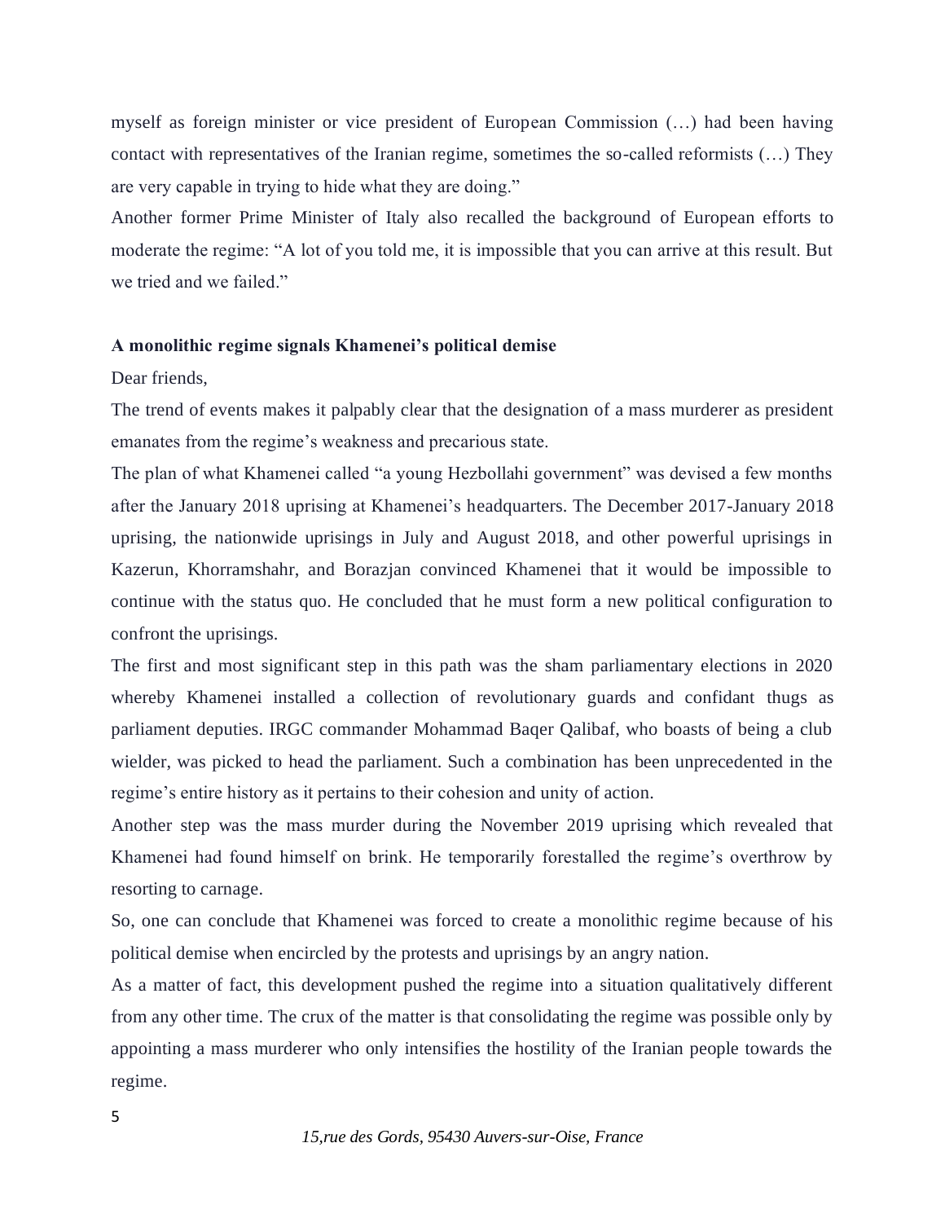myself as foreign minister or vice president of European Commission (…) had been having contact with representatives of the Iranian regime, sometimes the so-called reformists (…) They are very capable in trying to hide what they are doing."

Another former Prime Minister of Italy also recalled the background of European efforts to moderate the regime: "A lot of you told me, it is impossible that you can arrive at this result. But we tried and we failed."

**A monolithic regime signals Khamenei's political demise**

Dear friends,

The trend of events makes it palpably clear that the designation of a mass murderer as president emanates from the regime's weakness and precarious state.

The plan of what Khamenei called "a young Hezbollahi government" was devised a few months after the January 2018 uprising at Khamenei's headquarters. The December 2017-January 2018 uprising, the nationwide uprisings in July and August 2018, and other powerful uprisings in Kazerun, Khorramshahr, and Borazjan convinced Khamenei that it would be impossible to continue with the status quo. He concluded that he must form a new political configuration to confront the uprisings.

The first and most significant step in this path was the sham parliamentary elections in 2020 whereby Khamenei installed a collection of revolutionary guards and confidant thugs as parliament deputies. IRGC commander Mohammad Baqer Qalibaf, who boasts of being a club wielder, was picked to head the parliament. Such a combination has been unprecedented in the regime's entire history as it pertains to their cohesion and unity of action.

Another step was the mass murder during the November 2019 uprising which revealed that Khamenei had found himself on brink. He temporarily forestalled the regime's overthrow by resorting to carnage.

So, one can conclude that Khamenei was forced to create a monolithic regime because of his political demise when encircled by the protests and uprisings by an angry nation.

As a matter of fact, this development pushed the regime into a situation qualitatively different from any other time. The crux of the matter is that consolidating the regime was possible only by appointing a mass murderer who only intensifies the hostility of the Iranian people towards the regime.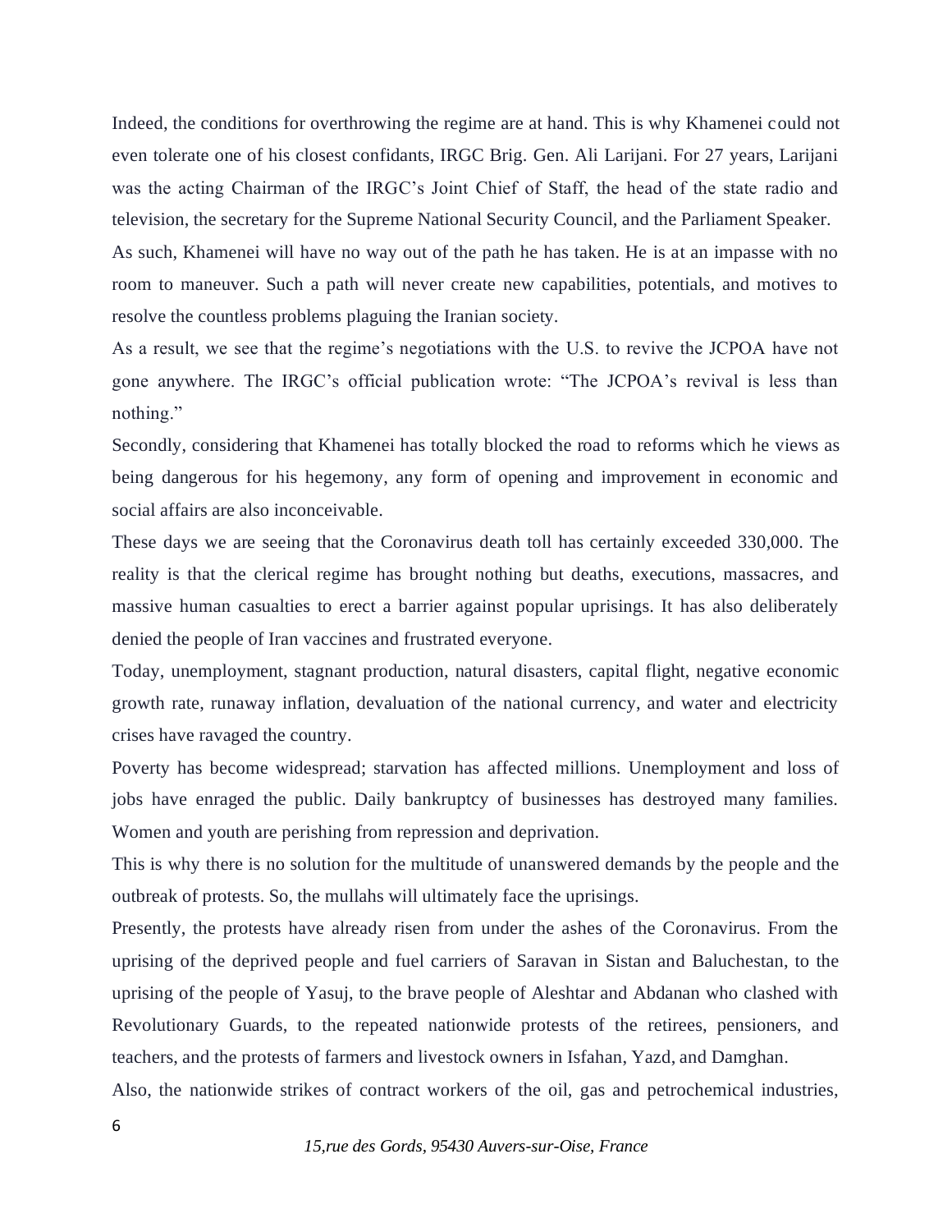Indeed, the conditions for overthrowing the regime are at hand. This is why Khamenei could not even tolerate one of his closest confidants, IRGC Brig. Gen. Ali Larijani. For 27 years, Larijani was the acting Chairman of the IRGC's Joint Chief of Staff, the head of the state radio and television, the secretary for the Supreme National Security Council, and the Parliament Speaker.

As such, Khamenei will have no way out of the path he has taken. He is at an impasse with no room to maneuver. Such a path will never create new capabilities, potentials, and motives to resolve the countless problems plaguing the Iranian society.

As a result, we see that the regime's negotiations with the U.S. to revive the JCPOA have not gone anywhere. The IRGC's official publication wrote: "The JCPOA's revival is less than nothing."

Secondly, considering that Khamenei has totally blocked the road to reforms which he views as being dangerous for his hegemony, any form of opening and improvement in economic and social affairs are also inconceivable.

These days we are seeing that the Coronavirus death toll has certainly exceeded 330,000. The reality is that the clerical regime has brought nothing but deaths, executions, massacres, and massive human casualties to erect a barrier against popular uprisings. It has also deliberately denied the people of Iran vaccines and frustrated everyone.

Today, unemployment, stagnant production, natural disasters, capital flight, negative economic growth rate, runaway inflation, devaluation of the national currency, and water and electricity crises have ravaged the country.

Poverty has become widespread; starvation has affected millions. Unemployment and loss of jobs have enraged the public. Daily bankruptcy of businesses has destroyed many families. Women and youth are perishing from repression and deprivation.

This is why there is no solution for the multitude of unanswered demands by the people and the outbreak of protests. So, the mullahs will ultimately face the uprisings.

Presently, the protests have already risen from under the ashes of the Coronavirus. From the uprising of the deprived people and fuel carriers of Saravan in Sistan and Baluchestan, to the uprising of the people of Yasuj, to the brave people of Aleshtar and Abdanan who clashed with Revolutionary Guards, to the repeated nationwide protests of the retirees, pensioners, and teachers, and the protests of farmers and livestock owners in Isfahan, Yazd, and Damghan.

Also, the nationwide strikes of contract workers of the oil, gas and petrochemical industries,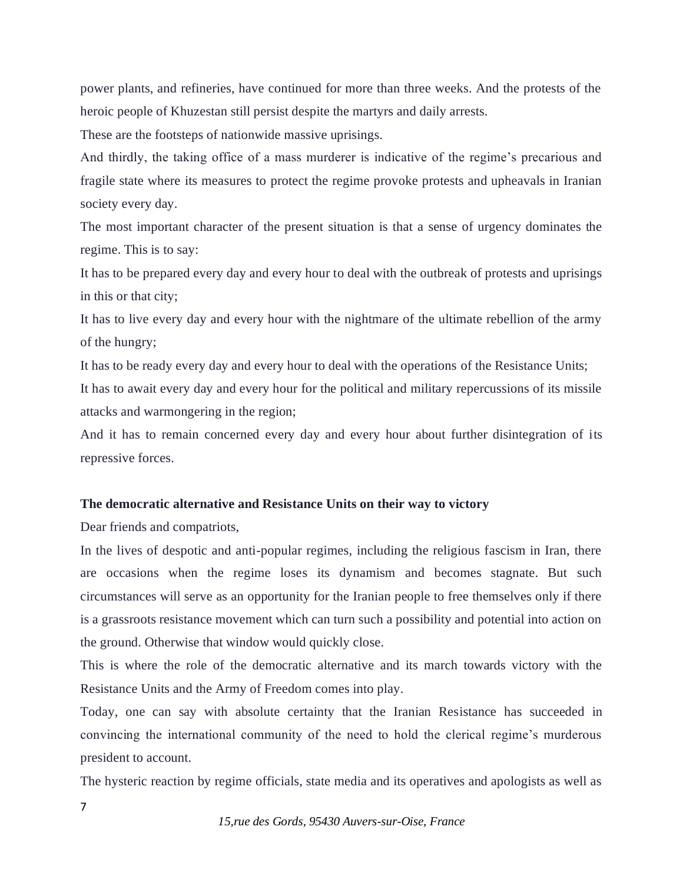power plants, and refineries, have continued for more than three weeks. And the protests of the heroic people of Khuzestan still persist despite the martyrs and daily arrests.

These are the footsteps of nationwide massive uprisings.

And thirdly, the taking office of a mass murderer is indicative of the regime's precarious and fragile state where its measures to protect the regime provoke protests and upheavals in Iranian society every day.

The most important character of the present situation is that a sense of urgency dominates the regime. This is to say:

It has to be prepared every day and every hour to deal with the outbreak of protests and uprisings in this or that city;

It has to live every day and every hour with the nightmare of the ultimate rebellion of the army of the hungry;

It has to be ready every day and every hour to deal with the operations of the Resistance Units;

It has to await every day and every hour for the political and military repercussions of its missile attacks and warmongering in the region;

And it has to remain concerned every day and every hour about further disintegration of its repressive forces.

**The democratic alternative and Resistance Units on their way to victory**

Dear friends and compatriots,

In the lives of despotic and anti-popular regimes, including the religious fascism in Iran, there are occasions when the regime loses its dynamism and becomes stagnate. But such circumstances will serve as an opportunity for the Iranian people to free themselves only if there is a grassroots resistance movement which can turn such a possibility and potential into action on the ground. Otherwise that window would quickly close.

This is where the role of the democratic alternative and its march towards victory with the Resistance Units and the Army of Freedom comes into play.

Today, one can say with absolute certainty that the Iranian Resistance has succeeded in convincing the international community of the need to hold the clerical regime's murderous president to account.

The hysteric reaction by regime officials, state media and its operatives and apologists as well as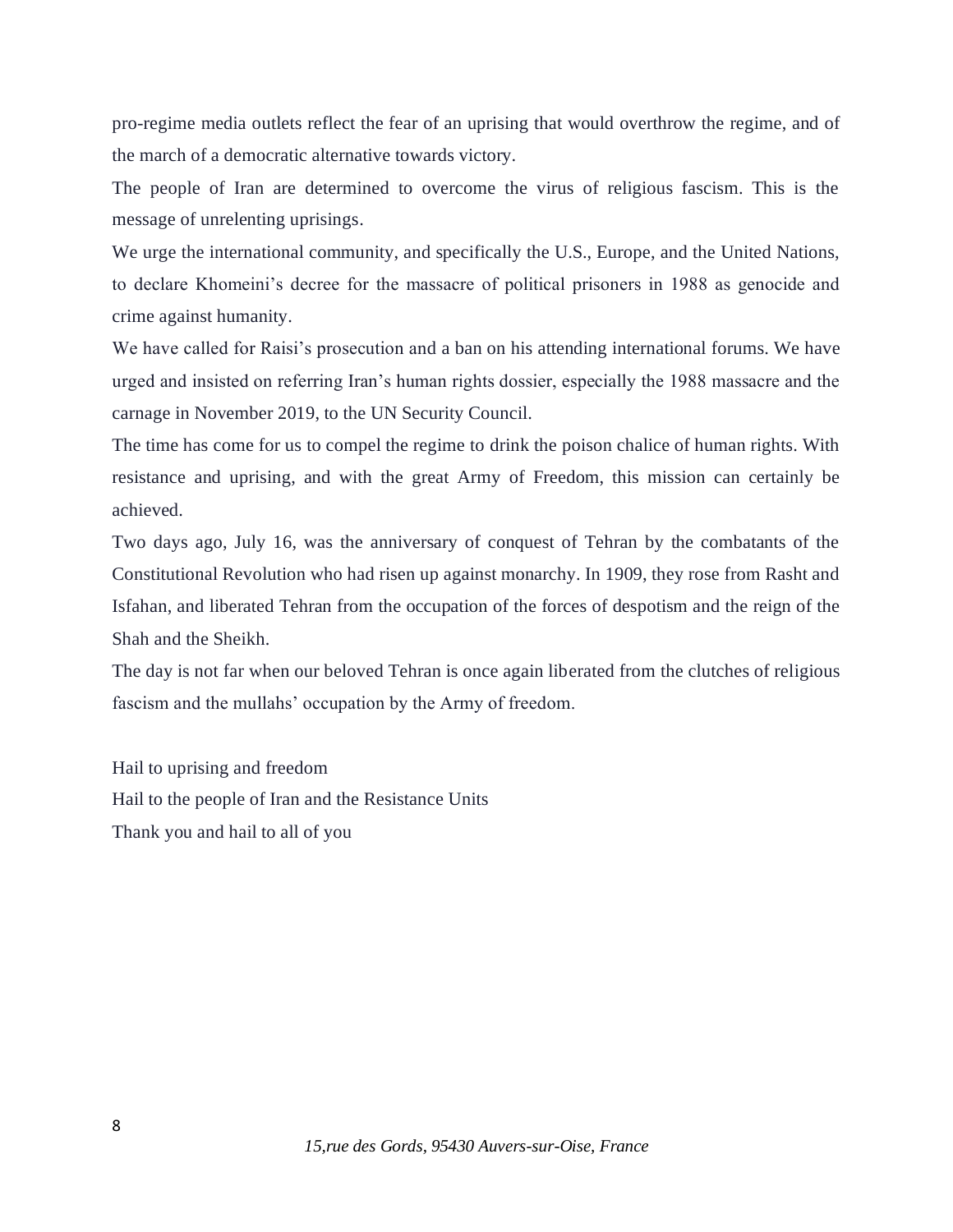pro-regime media outlets reflect the fear of an uprising that would overthrow the regime, and of the march of a democratic alternative towards victory.

The people of Iran are determined to overcome the virus of religious fascism. This is the message of unrelenting uprisings.

We urge the international community, and specifically the U.S., Europe, and the United Nations, to declare Khomeini's decree for the massacre of political prisoners in 1988 as genocide and crime against humanity.

We have called for Raisi's prosecution and a ban on his attending international forums. We have urged and insisted on referring Iran's human rights dossier, especially the 1988 massacre and the carnage in November 2019, to the UN Security Council.

The time has come for us to compel the regime to drink the poison chalice of human rights. With resistance and uprising, and with the great Army of Freedom, this mission can certainly be achieved.

Two days ago, July 16, was the anniversary of conquest of Tehran by the combatants of the Constitutional Revolution who had risen up against monarchy. In 1909, they rose from Rasht and Isfahan, and liberated Tehran from the occupation of the forces of despotism and the reign of the Shah and the Sheikh.

The day is not far when our beloved Tehran is once again liberated from the clutches of religious fascism and the mullahs' occupation by the Army of freedom.

Hail to uprising and freedom

Hail to the people of Iran and the Resistance Units

Thank you and hail to all of you